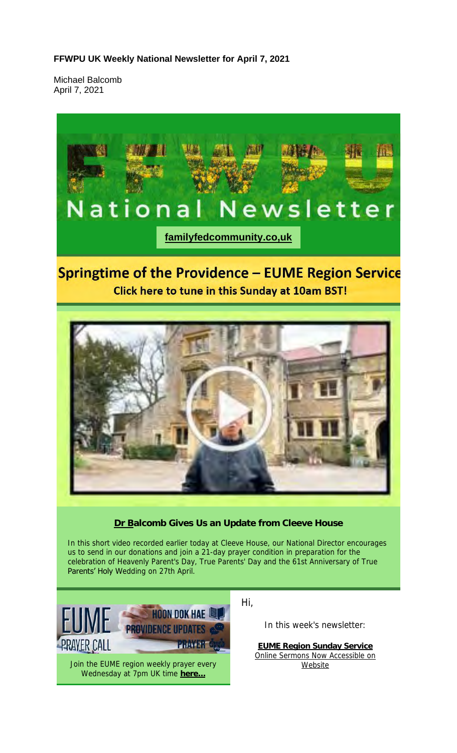**FFWPU UK Weekly National Newsletter for April 7, 2021**

Michael Balcomb
April 7, 2021

# National Newsletter

**familyfedcommunity.co,uk**

## Springtime of the Providence – EUME Region Service

**Click here to tune in this Sunday at 10am BST!**

### Dr Balcomb Gives Us an Update from Cleeve House

In this short video recorded earlier today at Cleeve House, our National Director encourages us to send in our donations and join a 21-day prayer condition in preparation for the celebration of Heavenly Parent's Day, True Parents' Day and the 61st Anniversary of True Parents' Holy Wedding on 27th April.

EUME PRAYER CALL — HOON DOK HAE — PROVIDENCE UPDATES — PRAYER

Join the EUME region weekly prayer every Wednesday at 7pm UK time **here...**

Hi,

In this week's newsletter:

**EUME Region Sunday Service**
Online Sermons Now Accessible on Website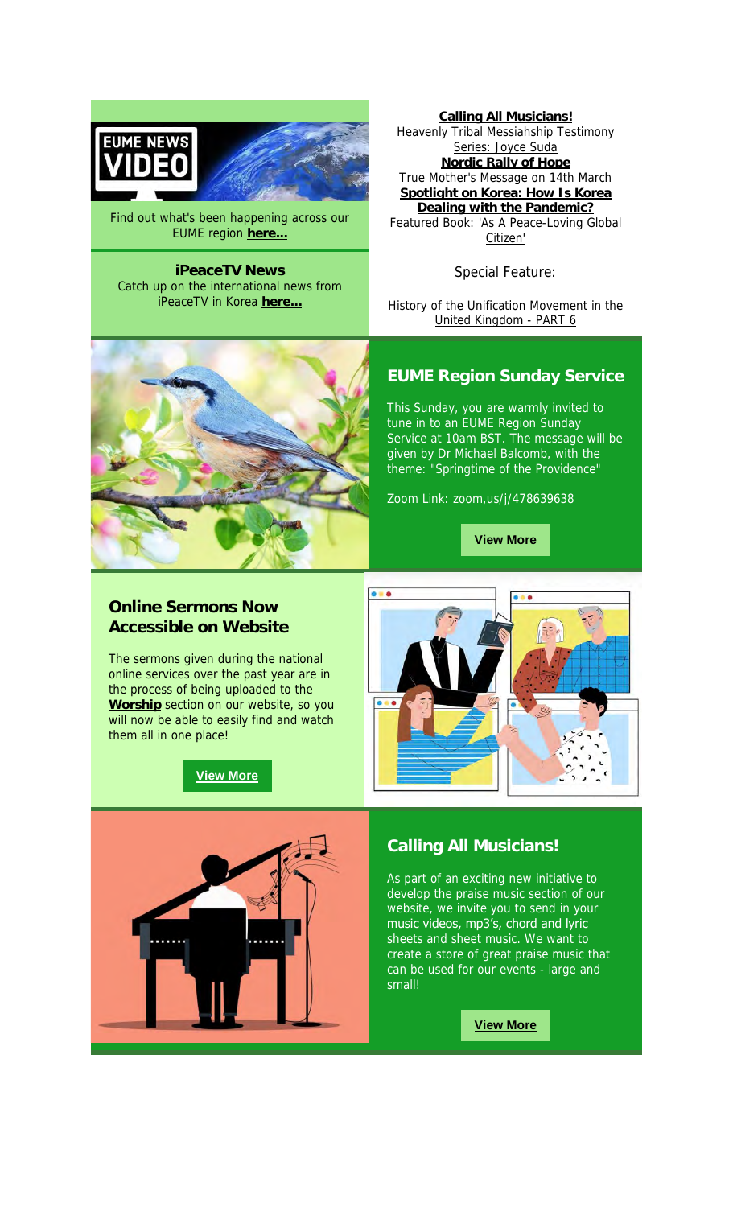EUME NEWS VIDEO

Find out what's been happening across our EUME region **here...**

**iPeaceTV News**
Catch up on the international news from iPeaceTV in Korea **here...**

**Calling All Musicians!**
Heavenly Tribal Messiahship Testimony Series: Joyce Suda
**Nordic Rally of Hope**
True Mother's Message on 14th March
**Spotlight on Korea: How Is Korea Dealing with the Pandemic?**
Featured Book: 'As A Peace-Loving Global Citizen'

Special Feature:

History of the Unification Movement in the United Kingdom - PART 6

## EUME Region Sunday Service

This Sunday, you are warmly invited to tune in to an EUME Region Sunday Service at 10am BST. The message will be given by Dr Michael Balcomb, with the theme: "Springtime of the Providence"

Zoom Link: zoom,us/j/478639638

**View More**

## Online Sermons Now Accessible on Website

The sermons given during the national online services over the past year are in the process of being uploaded to the **Worship** section on our website, so you will now be able to easily find and watch them all in one place!

**View More**

## Calling All Musicians!

As part of an exciting new initiative to develop the praise music section of our website, we invite you to send in your music videos, mp3's, chord and lyric sheets and sheet music. We want to create a store of great praise music that can be used for our events - large and small!

**View More**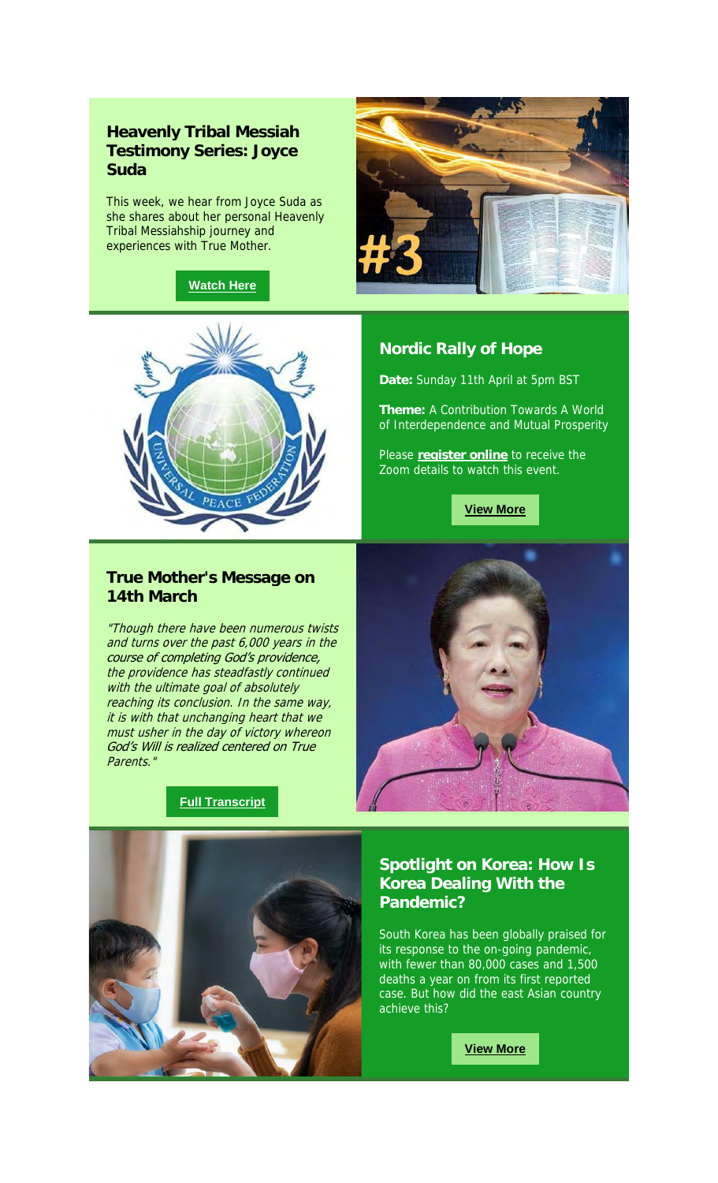### Heavenly Tribal Messiah Testimony Series: Joyce Suda

This week, we hear from Joyce Suda as she shares about her personal Heavenly Tribal Messiahship journey and experiences with True Mother.

**Watch Here**

### Nordic Rally of Hope

**Date:** Sunday 11th April at 5pm BST

**Theme:** A Contribution Towards A World of Interdependence and Mutual Prosperity

Please **register online** to receive the Zoom details to watch this event.

**View More**

### True Mother's Message on 14th March

*"Though there have been numerous twists and turns over the past 6,000 years in the course of completing God's providence, the providence has steadfastly continued with the ultimate goal of absolutely reaching its conclusion. In the same way, it is with that unchanging heart that we must usher in the day of victory whereon God's Will is realized centered on True Parents."*

**Full Transcript**

### Spotlight on Korea: How Is Korea Dealing With the Pandemic?

South Korea has been globally praised for its response to the on-going pandemic, with fewer than 80,000 cases and 1,500 deaths a year on from its first reported case. But how did the east Asian country achieve this?

**View More**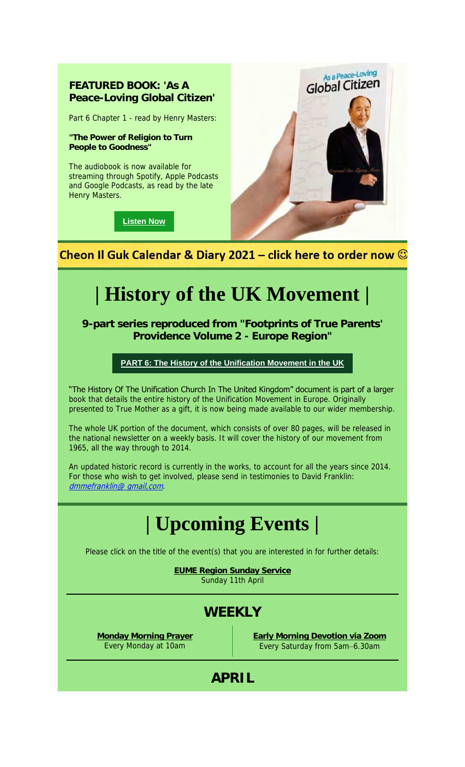**FEATURED BOOK: 'As A Peace-Loving Global Citizen'**

Part 6 Chapter 1 - read by Henry Masters:

**"The Power of Religion to Turn People to Goodness"**

The audiobook is now available for streaming through Spotify, Apple Podcasts and Google Podcasts, as read by the late Henry Masters.

**Listen Now**

**Cheon Il Guk Calendar & Diary 2021 – click here to order now ☺**

# | History of the UK Movement |

**9-part series reproduced from "Footprints of True Parents' Providence Volume 2 - Europe Region"**

**PART 6: The History of the Unification Movement in the UK**

"The History Of The Unification Church In The United Kingdom" document is part of a larger book that details the entire history of the Unification Movement in Europe. Originally presented to True Mother as a gift, it is now being made available to our wider membership.

The whole UK portion of the document, which consists of over 80 pages, will be released in the national newsletter on a weekly basis. It will cover the history of our movement from 1965, all the way through to 2014.

An updated historic record is currently in the works, to account for all the years since 2014. For those who wish to get involved, please send in testimonies to David Franklin: *dmmefranklin@ gmail,com*.

# | Upcoming Events |

Please click on the title of the event(s) that you are interested in for further details:

**EUME Region Sunday Service**
Sunday 11th April

## WEEKLY

**Monday Morning Prayer**
Every Monday at 10am

**Early Morning Devotion via Zoom**
Every Saturday from 5am–6.30am

## APRIL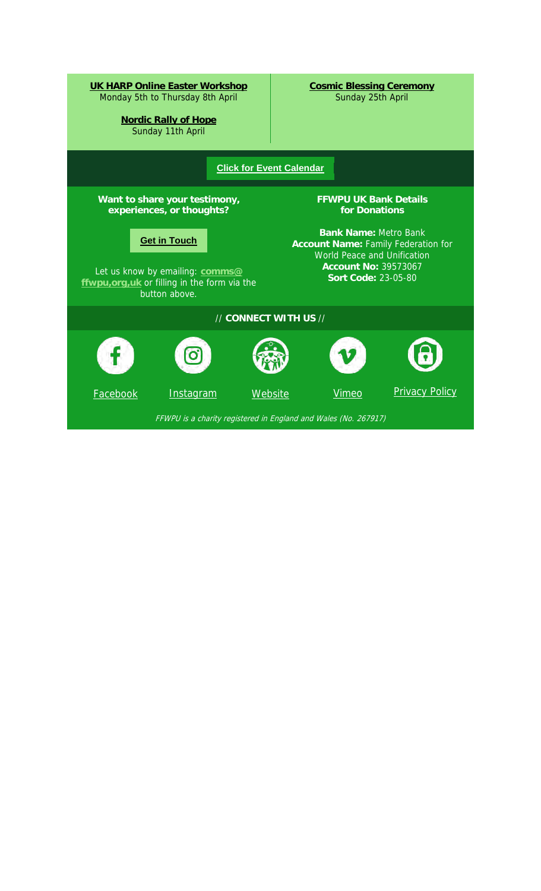**UK HARP Online Easter Workshop**
Monday 5th to Thursday 8th April

**Nordic Rally of Hope**
Sunday 11th April

**Cosmic Blessing Ceremony**
Sunday 25th April

**Click for Event Calendar**

**Want to share your testimony, experiences, or thoughts?**

**Get in Touch**

Let us know by emailing: **comms@ffwpu,org,uk** or filling in the form via the button above.

**FFWPU UK Bank Details for Donations**

**Bank Name:** Metro Bank
**Account Name:** Family Federation for World Peace and Unification
**Account No:** 39573067
**Sort Code:** 23-05-80

// **CONNECT WITH US** //

Facebook Instagram Website Vimeo Privacy Policy

*FFWPU is a charity registered in England and Wales (No. 267917)*